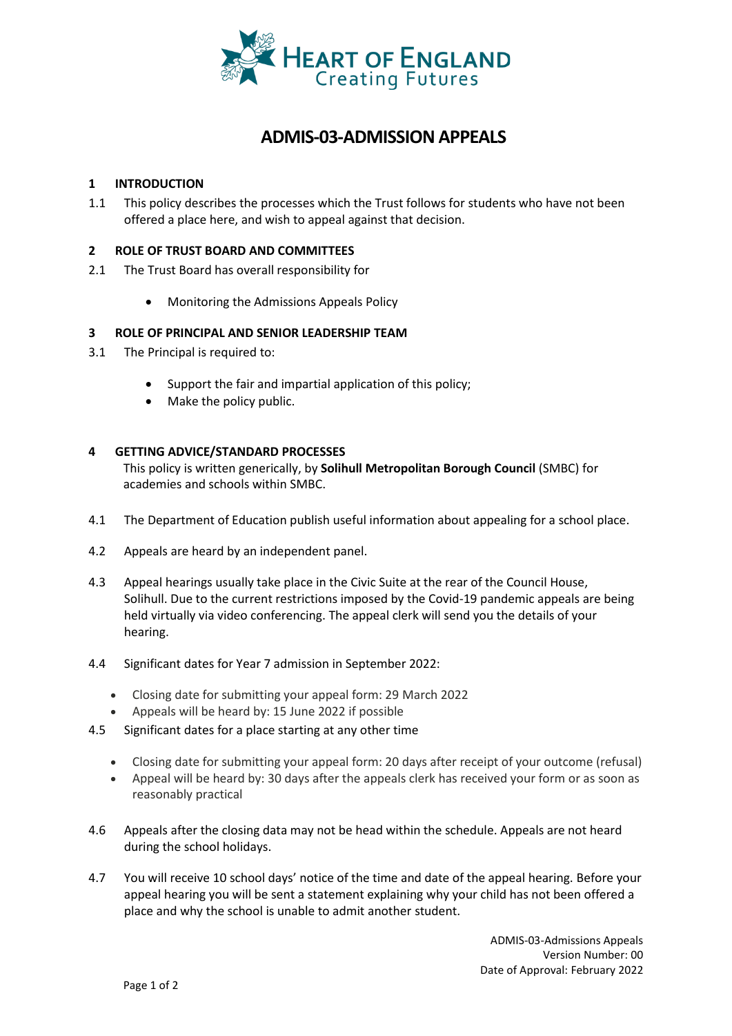# ADMIS-03-ADMISSION APPEALS

## 1 INTRODUCTION

1.1 This policy describes the processes which the Trust follows for students who have not been offered a place here, and wish to appeal against that decision.

## 2 ROLE OF TRUST BOARD AND COMMITTEES

2.1 The Trust Board has overall responsibility for

- Monitoring the Admissions Appeals Policy

## 3 ROLE OF PRINCIPAL AND SENIOR LEADERSHIP TEAM

3.1 The Principal is required to:

- Support the fair and impartial application of this policy;
- Make the policy public.

## 4 GETTING ADVICE/STANDARD PROCESSES

This policy is written generically, by **Solihull Metropolitan Borough Council** (SMBC) for academies and schools within SMBC.

4.1 The Department of Education publish useful information about appealing for a school place.

4.2 Appeals are heard by an independent panel.

4.3 Appeal hearings usually take place in the Civic Suite at the rear of the Council House, Solihull. Due to the current restrictions imposed by the Covid-19 pandemic appeals are being held virtually via video conferencing. The appeal clerk will send you the details of your hearing.

4.4 Significant dates for Year 7 admission in September 2022:

- Closing date for submitting your appeal form: 29 March 2022
- Appeals will be heard by: 15 June 2022 if possible

4.5 Significant dates for a place starting at any other time

- Closing date for submitting your appeal form: 20 days after receipt of your outcome (refusal)
- Appeal will be heard by: 30 days after the appeals clerk has received your form or as soon as reasonably practical

4.6 Appeals after the closing data may not be head within the schedule. Appeals are not heard during the school holidays.

4.7 You will receive 10 school days' notice of the time and date of the appeal hearing. Before your appeal hearing you will be sent a statement explaining why your child has not been offered a place and why the school is unable to admit another student.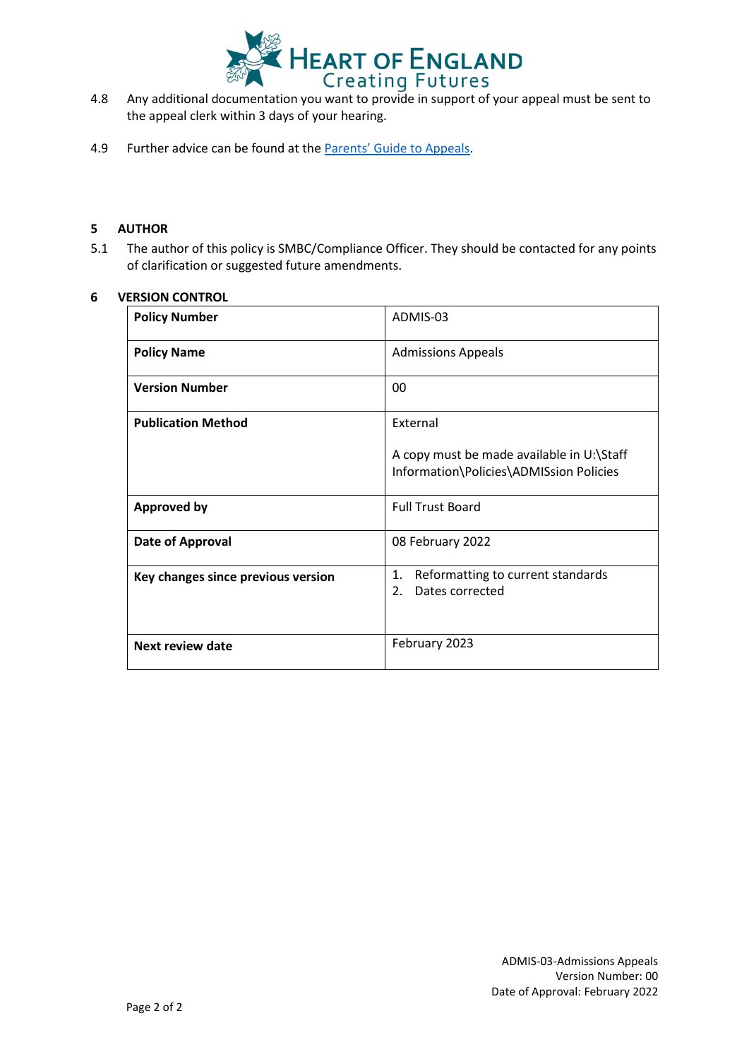4.8 Any additional documentation you want to provide in support of your appeal must be sent to the appeal clerk within 3 days of your hearing.

4.9 Further advice can be found at the [Parents' Guide to Appeals](#).

## 5 AUTHOR

5.1 The author of this policy is SMBC/Compliance Officer. They should be contacted for any points of clarification or suggested future amendments.

## 6 VERSION CONTROL

| | |
|---|---|
| **Policy Number** | ADMIS-03 |
| **Policy Name** | Admissions Appeals |
| **Version Number** | 00 |
| **Publication Method** | External<br><br>A copy must be made available in U:\Staff Information\Policies\ADMISsion Policies |
| **Approved by** | Full Trust Board |
| **Date of Approval** | 08 February 2022 |
| **Key changes since previous version** | 1. Reformatting to current standards<br>2. Dates corrected |
| **Next review date** | February 2023 |